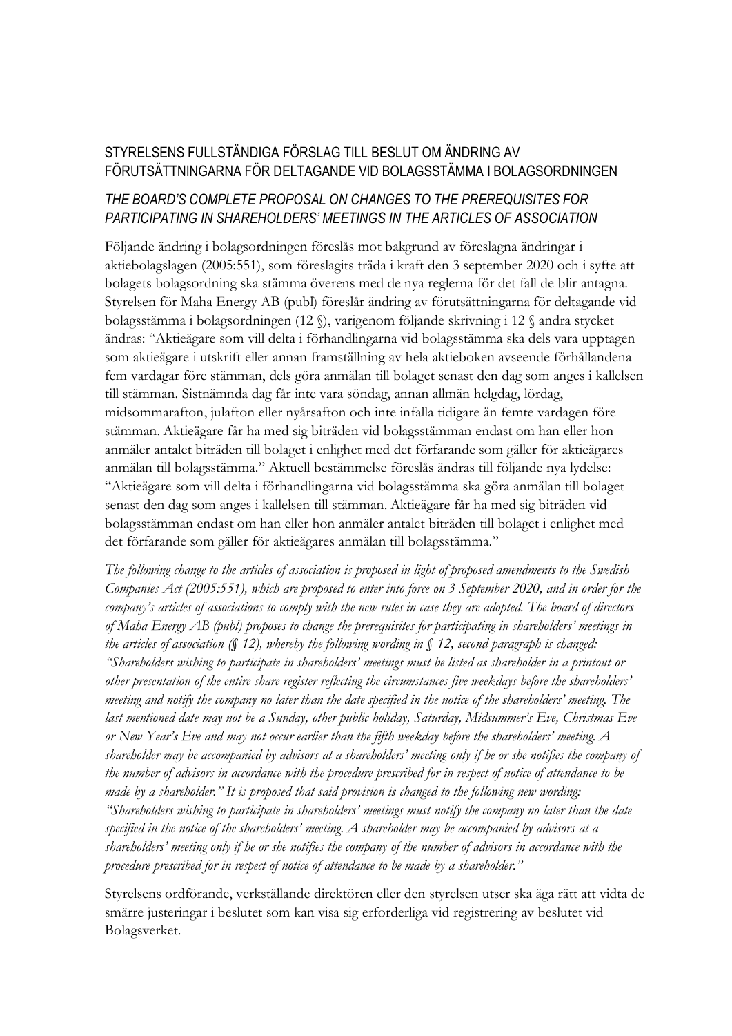## STYRELSENS FULLSTÄNDIGA FÖRSLAG TILL BESLUT OM ÄNDRING AV FÖRUTSÄTTNINGARNA FÖR DELTAGANDE VID BOLAGSSTÄMMA I BOLAGSORDNINGEN

## *THE BOARD'S COMPLETE PROPOSAL ON CHANGES TO THE PREREQUISITES FOR PARTICIPATING IN SHAREHOLDERS' MEETINGS IN THE ARTICLES OF ASSOCIATION*

Följande ändring i bolagsordningen föreslås mot bakgrund av föreslagna ändringar i aktiebolagslagen (2005:551), som föreslagits träda i kraft den 3 september 2020 och i syfte att bolagets bolagsordning ska stämma överens med de nya reglerna för det fall de blir antagna. Styrelsen för Maha Energy AB (publ) föreslår ändring av förutsättningarna för deltagande vid bolagsstämma i bolagsordningen (12 §), varigenom följande skrivning i 12 § andra stycket ändras: "Aktieägare som vill delta i förhandlingarna vid bolagsstämma ska dels vara upptagen som aktieägare i utskrift eller annan framställning av hela aktieboken avseende förhållandena fem vardagar före stämman, dels göra anmälan till bolaget senast den dag som anges i kallelsen till stämman. Sistnämnda dag får inte vara söndag, annan allmän helgdag, lördag, midsommarafton, julafton eller nyårsafton och inte infalla tidigare än femte vardagen före stämman. Aktieägare får ha med sig biträden vid bolagsstämman endast om han eller hon anmäler antalet biträden till bolaget i enlighet med det förfarande som gäller för aktieägares anmälan till bolagsstämma." Aktuell bestämmelse föreslås ändras till följande nya lydelse: "Aktieägare som vill delta i förhandlingarna vid bolagsstämma ska göra anmälan till bolaget senast den dag som anges i kallelsen till stämman. Aktieägare får ha med sig biträden vid bolagsstämman endast om han eller hon anmäler antalet biträden till bolaget i enlighet med det förfarande som gäller för aktieägares anmälan till bolagsstämma."

*The following change to the articles of association is proposed in light of proposed amendments to the Swedish Companies Act (2005:551), which are proposed to enter into force on 3 September 2020, and in order for the company's articles of associations to comply with the new rules in case they are adopted. The board of directors of Maha Energy AB (publ) proposes to change the prerequisites for participating in shareholders' meetings in the articles of association (§ 12), whereby the following wording in § 12, second paragraph is changed: "Shareholders wishing to participate in shareholders' meetings must be listed as shareholder in a printout or other presentation of the entire share register reflecting the circumstances five weekdays before the shareholders' meeting and notify the company no later than the date specified in the notice of the shareholders' meeting. The last mentioned date may not be a Sunday, other public holiday, Saturday, Midsummer's Eve, Christmas Eve or New Year's Eve and may not occur earlier than the fifth weekday before the shareholders' meeting. A shareholder may be accompanied by advisors at a shareholders' meeting only if he or she notifies the company of the number of advisors in accordance with the procedure prescribed for in respect of notice of attendance to be made by a shareholder." It is proposed that said provision is changed to the following new wording: "Shareholders wishing to participate in shareholders' meetings must notify the company no later than the date specified in the notice of the shareholders' meeting. A shareholder may be accompanied by advisors at a shareholders' meeting only if he or she notifies the company of the number of advisors in accordance with the procedure prescribed for in respect of notice of attendance to be made by a shareholder."*

Styrelsens ordförande, verkställande direktören eller den styrelsen utser ska äga rätt att vidta de smärre justeringar i beslutet som kan visa sig erforderliga vid registrering av beslutet vid Bolagsverket.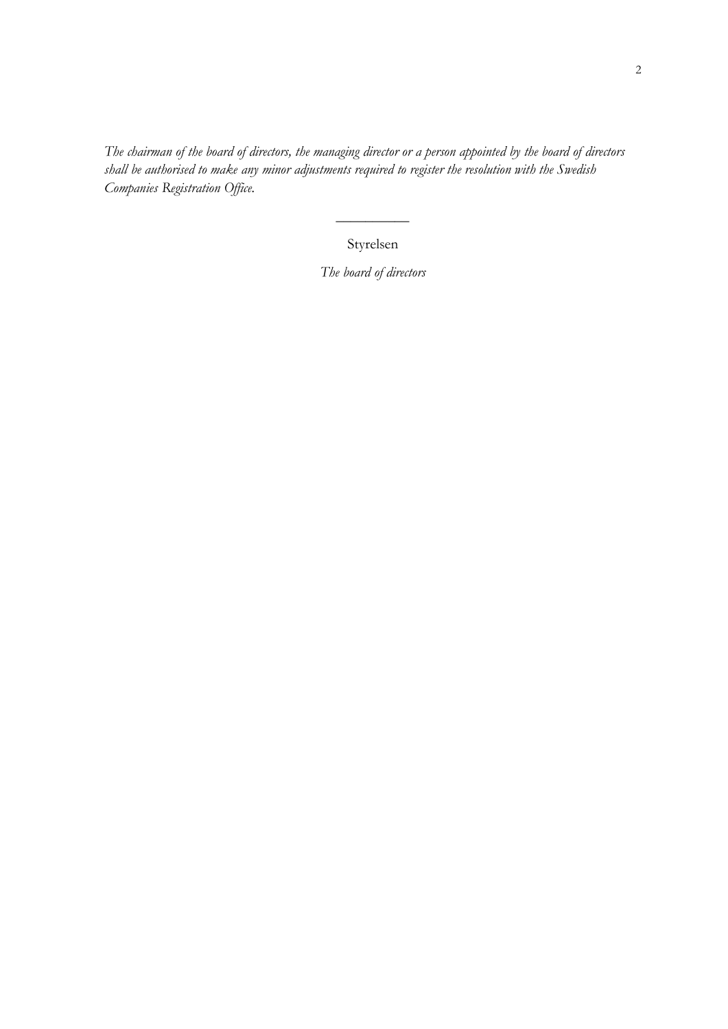*The chairman of the board of directors, the managing director or a person appointed by the board of directors shall be authorised to make any minor adjustments required to register the resolution with the Swedish Companies Registration Office.*

\_\_\_\_\_\_\_\_\_\_

Styrelsen

*The board of directors*